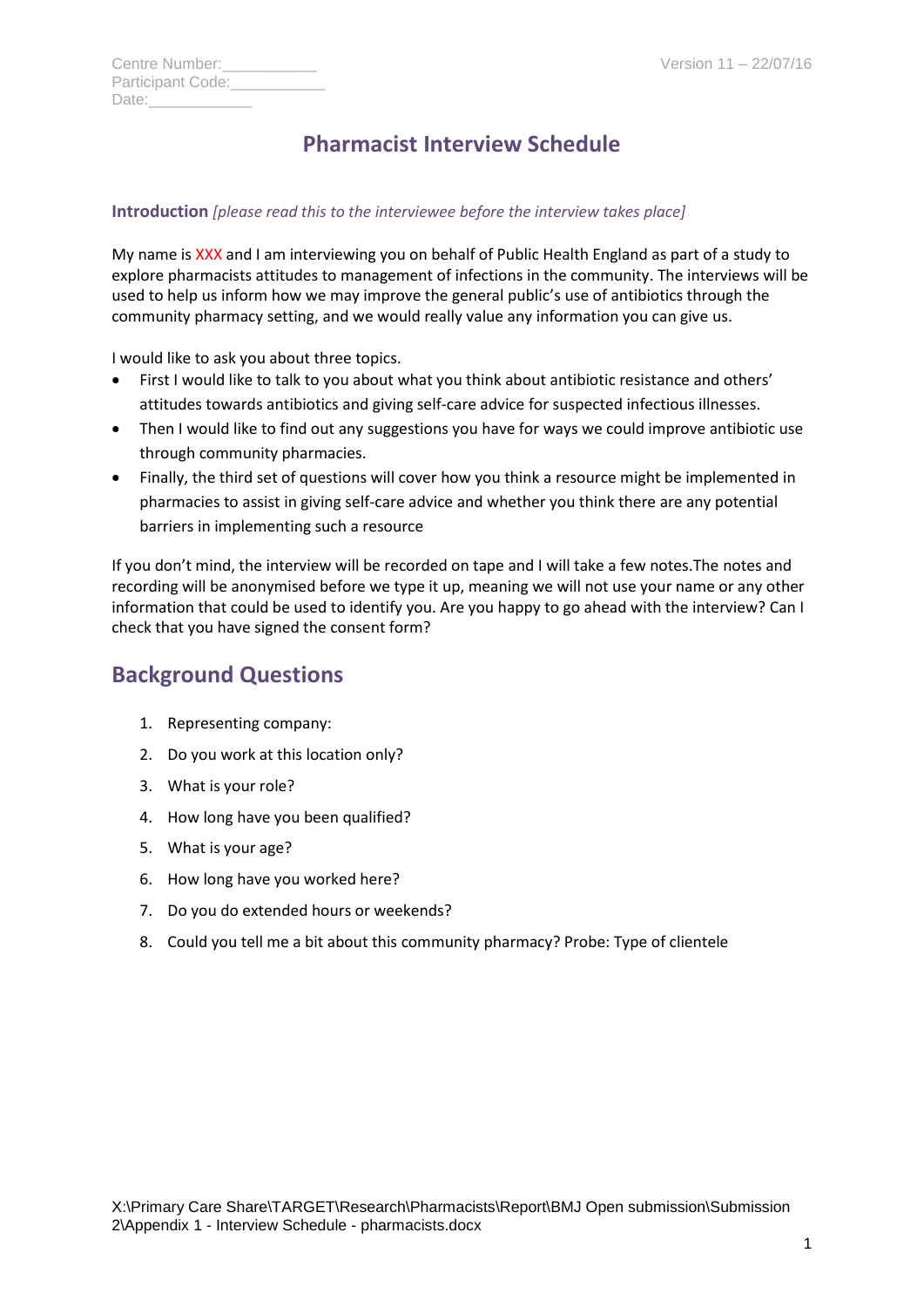Centre Number:___________
Participant Code:___________
Date:____________

Version 11 – 22/07/16

# Pharmacist Interview Schedule

**Introduction** *[please read this to the interviewee before the interview takes place]*

My name is XXX and I am interviewing you on behalf of Public Health England as part of a study to explore pharmacists attitudes to management of infections in the community. The interviews will be used to help us inform how we may improve the general public's use of antibiotics through the community pharmacy setting, and we would really value any information you can give us.

I would like to ask you about three topics.

- First I would like to talk to you about what you think about antibiotic resistance and others' attitudes towards antibiotics and giving self-care advice for suspected infectious illnesses.
- Then I would like to find out any suggestions you have for ways we could improve antibiotic use through community pharmacies.
- Finally, the third set of questions will cover how you think a resource might be implemented in pharmacies to assist in giving self-care advice and whether you think there are any potential barriers in implementing such a resource

If you don't mind, the interview will be recorded on tape and I will take a few notes.The notes and recording will be anonymised before we type it up, meaning we will not use your name or any other information that could be used to identify you. Are you happy to go ahead with the interview? Can I check that you have signed the consent form?

## Background Questions

1. Representing company:
2. Do you work at this location only?
3. What is your role?
4. How long have you been qualified?
5. What is your age?
6. How long have you worked here?
7. Do you do extended hours or weekends?
8. Could you tell me a bit about this community pharmacy? Probe: Type of clientele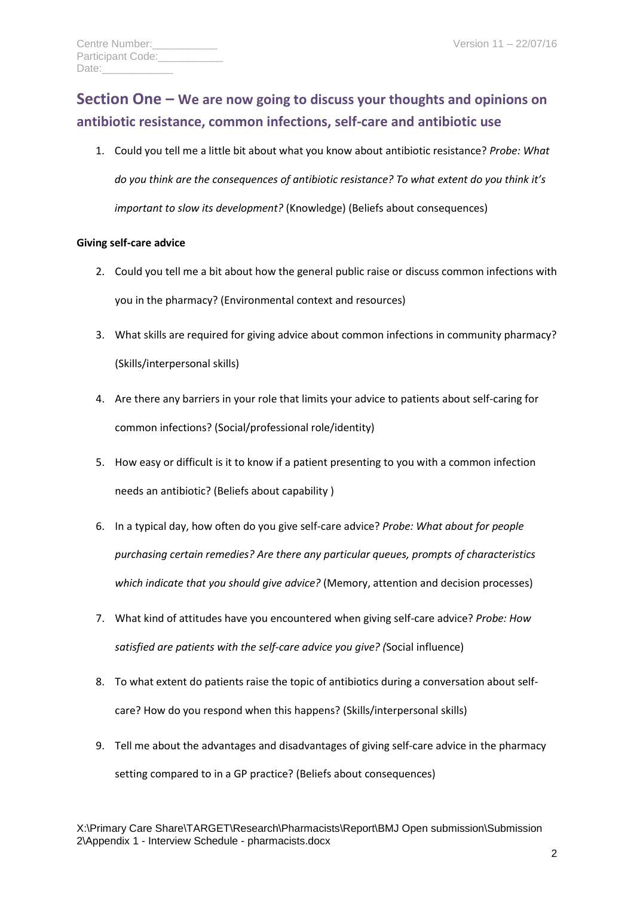Centre Number:___________
Participant Code:___________
Date:____________

## Section One – We are now going to discuss your thoughts and opinions on antibiotic resistance, common infections, self-care and antibiotic use

1. Could you tell me a little bit about what you know about antibiotic resistance? *Probe: What do you think are the consequences of antibiotic resistance? To what extent do you think it's important to slow its development?* (Knowledge) (Beliefs about consequences)

**Giving self-care advice**

2. Could you tell me a bit about how the general public raise or discuss common infections with you in the pharmacy? (Environmental context and resources)
3. What skills are required for giving advice about common infections in community pharmacy? (Skills/interpersonal skills)
4. Are there any barriers in your role that limits your advice to patients about self-caring for common infections? (Social/professional role/identity)
5. How easy or difficult is it to know if a patient presenting to you with a common infection needs an antibiotic? (Beliefs about capability )
6. In a typical day, how often do you give self-care advice? *Probe: What about for people purchasing certain remedies? Are there any particular queues, prompts of characteristics which indicate that you should give advice?* (Memory, attention and decision processes)
7. What kind of attitudes have you encountered when giving self-care advice? *Probe: How satisfied are patients with the self-care advice you give? (*Social influence)
8. To what extent do patients raise the topic of antibiotics during a conversation about self-care? How do you respond when this happens? (Skills/interpersonal skills)
9. Tell me about the advantages and disadvantages of giving self-care advice in the pharmacy setting compared to in a GP practice? (Beliefs about consequences)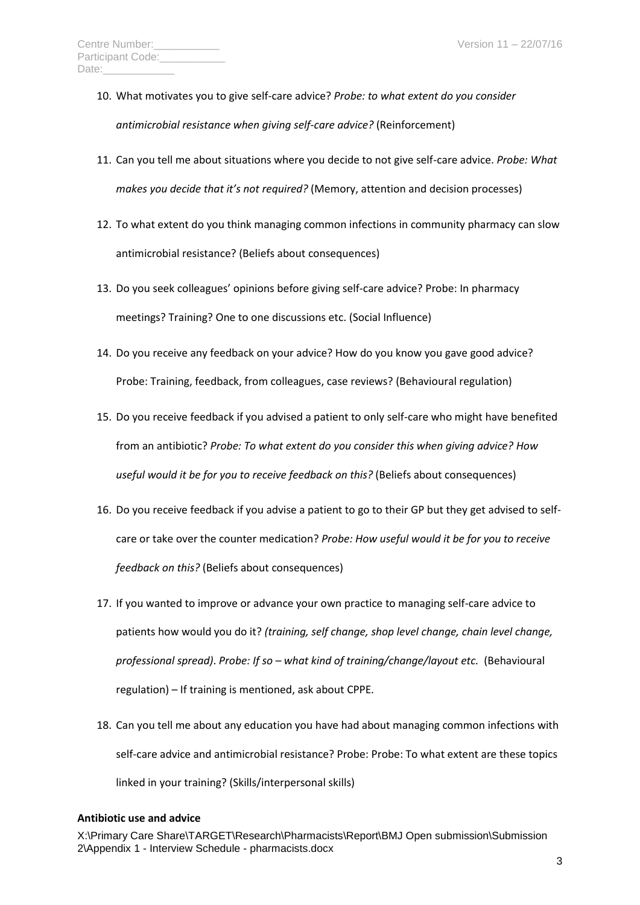10. What motivates you to give self-care advice? *Probe: to what extent do you consider antimicrobial resistance when giving self-care advice?* (Reinforcement)

11. Can you tell me about situations where you decide to not give self-care advice. *Probe: What makes you decide that it's not required?* (Memory, attention and decision processes)

12. To what extent do you think managing common infections in community pharmacy can slow antimicrobial resistance? (Beliefs about consequences)

13. Do you seek colleagues' opinions before giving self-care advice? Probe: In pharmacy meetings? Training? One to one discussions etc. (Social Influence)

14. Do you receive any feedback on your advice? How do you know you gave good advice? Probe: Training, feedback, from colleagues, case reviews? (Behavioural regulation)

15. Do you receive feedback if you advised a patient to only self-care who might have benefited from an antibiotic? *Probe: To what extent do you consider this when giving advice? How useful would it be for you to receive feedback on this?* (Beliefs about consequences)

16. Do you receive feedback if you advise a patient to go to their GP but they get advised to self-care or take over the counter medication? *Probe: How useful would it be for you to receive feedback on this?* (Beliefs about consequences)

17. If you wanted to improve or advance your own practice to managing self-care advice to patients how would you do it? *(training, self change, shop level change, chain level change, professional spread)*. *Probe: If so – what kind of training/change/layout etc.* (Behavioural regulation) – If training is mentioned, ask about CPPE.

18. Can you tell me about any education you have had about managing common infections with self-care advice and antimicrobial resistance? Probe: Probe: To what extent are these topics linked in your training? (Skills/interpersonal skills)

**Antibiotic use and advice**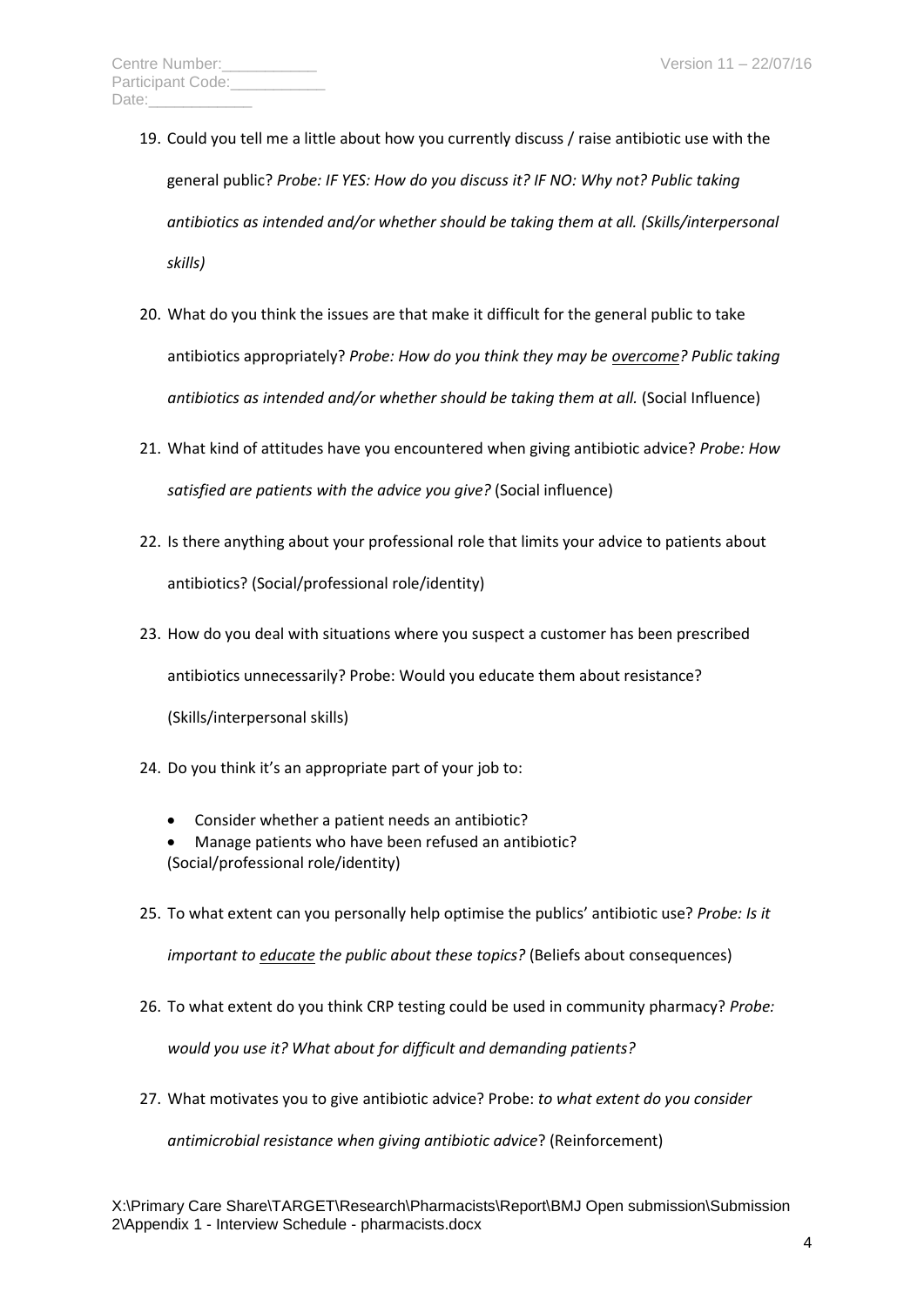19. Could you tell me a little about how you currently discuss / raise antibiotic use with the general public? *Probe: IF YES: How do you discuss it? IF NO: Why not? Public taking antibiotics as intended and/or whether should be taking them at all. (Skills/interpersonal skills)*

20. What do you think the issues are that make it difficult for the general public to take antibiotics appropriately? *Probe: How do you think they may be overcome? Public taking antibiotics as intended and/or whether should be taking them at all.* (Social Influence)

21. What kind of attitudes have you encountered when giving antibiotic advice? *Probe: How satisfied are patients with the advice you give?* (Social influence)

22. Is there anything about your professional role that limits your advice to patients about antibiotics? (Social/professional role/identity)

23. How do you deal with situations where you suspect a customer has been prescribed antibiotics unnecessarily? Probe: Would you educate them about resistance? (Skills/interpersonal skills)

24. Do you think it's an appropriate part of your job to:

    - Consider whether a patient needs an antibiotic?
    - Manage patients who have been refused an antibiotic?

    (Social/professional role/identity)

25. To what extent can you personally help optimise the publics' antibiotic use? *Probe: Is it important to educate the public about these topics?* (Beliefs about consequences)

26. To what extent do you think CRP testing could be used in community pharmacy? *Probe: would you use it? What about for difficult and demanding patients?*

27. What motivates you to give antibiotic advice? Probe: *to what extent do you consider antimicrobial resistance when giving antibiotic advice*? (Reinforcement)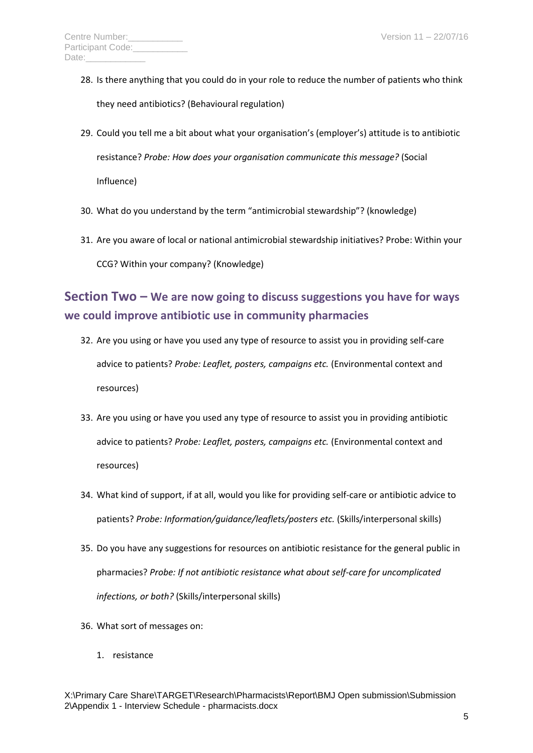28. Is there anything that you could do in your role to reduce the number of patients who think they need antibiotics? (Behavioural regulation)

29. Could you tell me a bit about what your organisation's (employer's) attitude is to antibiotic resistance? *Probe: How does your organisation communicate this message?* (Social Influence)

30. What do you understand by the term "antimicrobial stewardship"? (knowledge)

31. Are you aware of local or national antimicrobial stewardship initiatives? Probe: Within your CCG? Within your company? (Knowledge)

## Section Two – We are now going to discuss suggestions you have for ways we could improve antibiotic use in community pharmacies

32. Are you using or have you used any type of resource to assist you in providing self-care advice to patients? *Probe: Leaflet, posters, campaigns etc.* (Environmental context and resources)

33. Are you using or have you used any type of resource to assist you in providing antibiotic advice to patients? *Probe: Leaflet, posters, campaigns etc.* (Environmental context and resources)

34. What kind of support, if at all, would you like for providing self-care or antibiotic advice to patients? *Probe: Information/guidance/leaflets/posters etc.* (Skills/interpersonal skills)

35. Do you have any suggestions for resources on antibiotic resistance for the general public in pharmacies? *Probe: If not antibiotic resistance what about self-care for uncomplicated infections, or both?* (Skills/interpersonal skills)

36. What sort of messages on:

    1. resistance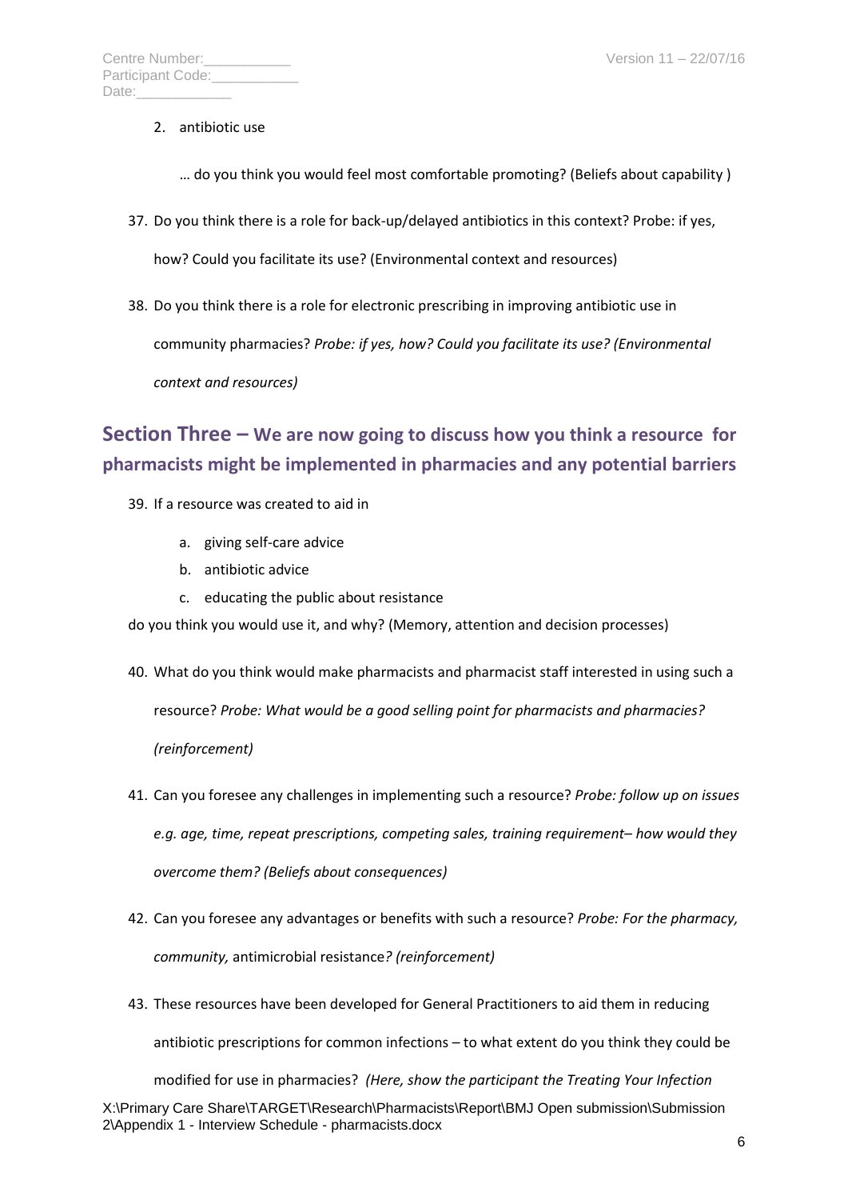2. antibiotic use

… do you think you would feel most comfortable promoting? (Beliefs about capability )

37. Do you think there is a role for back-up/delayed antibiotics in this context? Probe: if yes, how? Could you facilitate its use? (Environmental context and resources)

38. Do you think there is a role for electronic prescribing in improving antibiotic use in community pharmacies? *Probe: if yes, how? Could you facilitate its use? (Environmental context and resources)*

## Section Three – We are now going to discuss how you think a resource for pharmacists might be implemented in pharmacies and any potential barriers

39. If a resource was created to aid in

    a. giving self-care advice
    b. antibiotic advice
    c. educating the public about resistance

do you think you would use it, and why? (Memory, attention and decision processes)

40. What do you think would make pharmacists and pharmacist staff interested in using such a resource? *Probe: What would be a good selling point for pharmacists and pharmacies? (reinforcement)*

41. Can you foresee any challenges in implementing such a resource? *Probe: follow up on issues e.g. age, time, repeat prescriptions, competing sales, training requirement– how would they overcome them? (Beliefs about consequences)*

42. Can you foresee any advantages or benefits with such a resource? *Probe: For the pharmacy, community,* antimicrobial resistance*? (reinforcement)*

43. These resources have been developed for General Practitioners to aid them in reducing antibiotic prescriptions for common infections – to what extent do you think they could be modified for use in pharmacies? *(Here, show the participant the Treating Your Infection*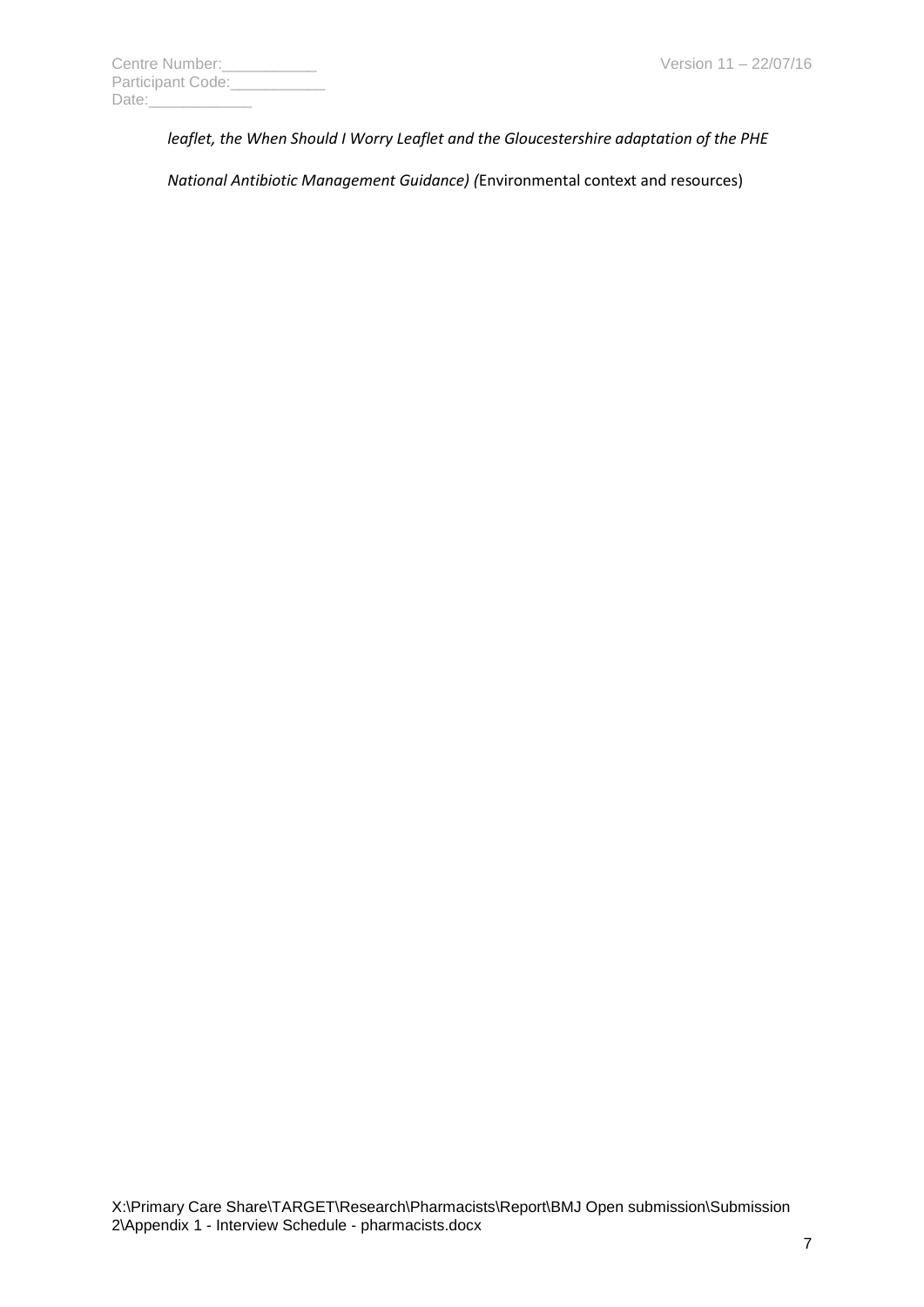*leaflet, the When Should I Worry Leaflet and the Gloucestershire adaptation of the PHE National Antibiotic Management Guidance) (*Environmental context and resources)